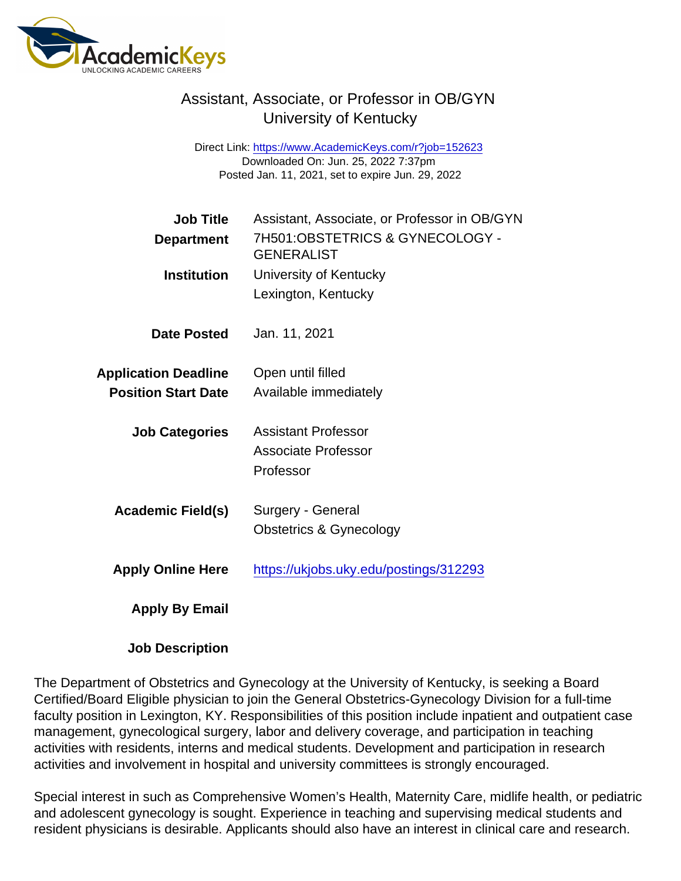# Assistant, Associate, or Professor in OB/GYN
## University of Kentucky

Direct Link: https://www.AcademicKeys.com/r?job=152623
Downloaded On: Jun. 25, 2022 7:37pm
Posted Jan. 11, 2021, set to expire Jun. 29, 2022

**Job Title** Assistant, Associate, or Professor in OB/GYN

**Department** 7H501:OBSTETRICS & GYNECOLOGY - GENERALIST

**Institution** University of Kentucky
Lexington, Kentucky

**Date Posted** Jan. 11, 2021

**Application Deadline** Open until filled

**Position Start Date** Available immediately

**Job Categories** Assistant Professor
Associate Professor
Professor

**Academic Field(s)** Surgery - General
Obstetrics & Gynecology

**Apply Online Here** https://ukjobs.uky.edu/postings/312293

**Apply By Email**

**Job Description**

The Department of Obstetrics and Gynecology at the University of Kentucky, is seeking a Board Certified/Board Eligible physician to join the General Obstetrics-Gynecology Division for a full-time faculty position in Lexington, KY. Responsibilities of this position include inpatient and outpatient case management, gynecological surgery, labor and delivery coverage, and participation in teaching activities with residents, interns and medical students. Development and participation in research activities and involvement in hospital and university committees is strongly encouraged.

Special interest in such as Comprehensive Women's Health, Maternity Care, midlife health, or pediatric and adolescent gynecology is sought. Experience in teaching and supervising medical students and resident physicians is desirable. Applicants should also have an interest in clinical care and research.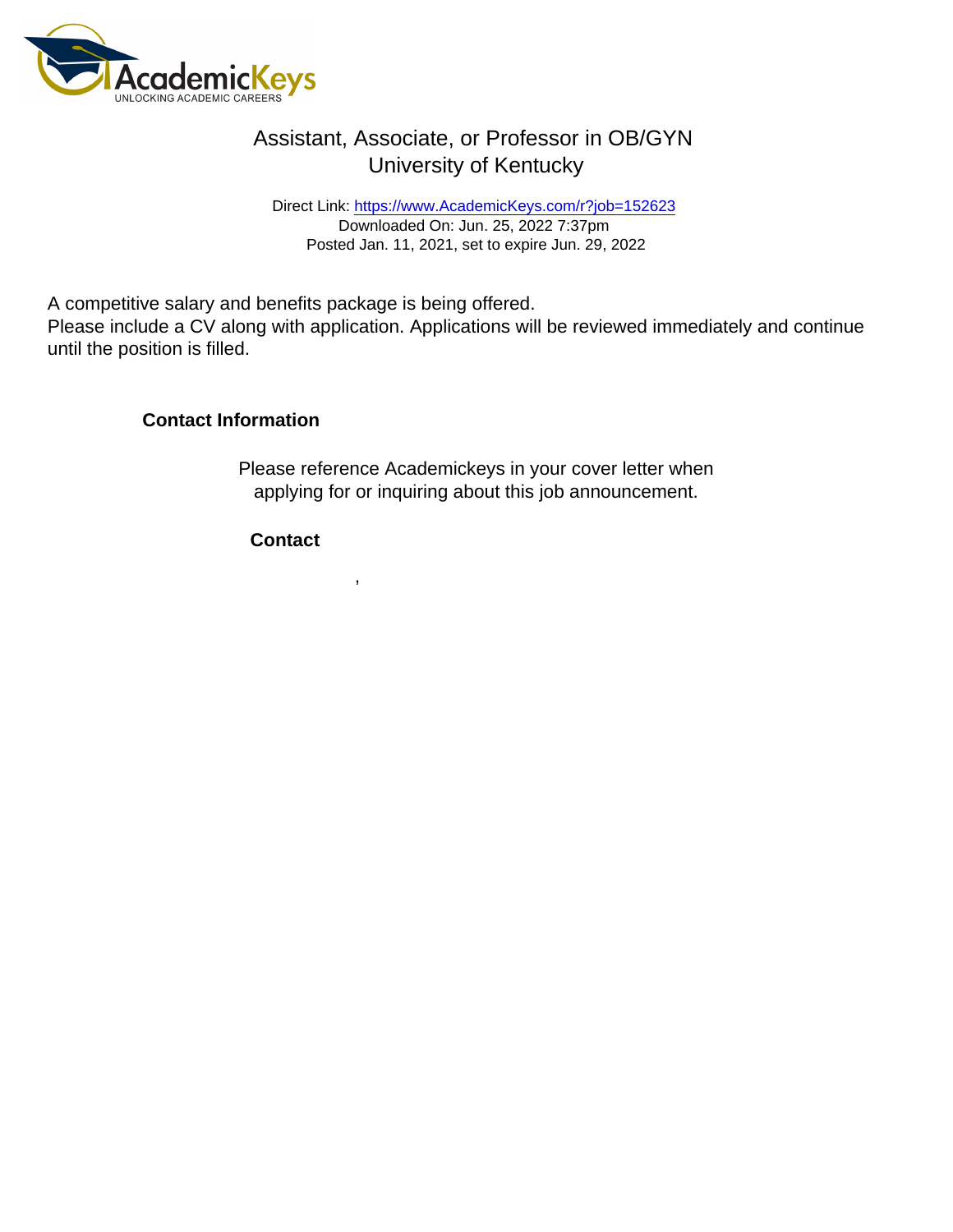# Assistant, Associate, or Professor in OB/GYN
University of Kentucky

Direct Link: https://www.AcademicKeys.com/r?job=152623
Downloaded On: Jun. 25, 2022 7:37pm
Posted Jan. 11, 2021, set to expire Jun. 29, 2022

A competitive salary and benefits package is being offered.
Please include a CV along with application. Applications will be reviewed immediately and continue until the position is filled.

**Contact Information**

Please reference Academickeys in your cover letter when applying for or inquiring about this job announcement.

**Contact**

,